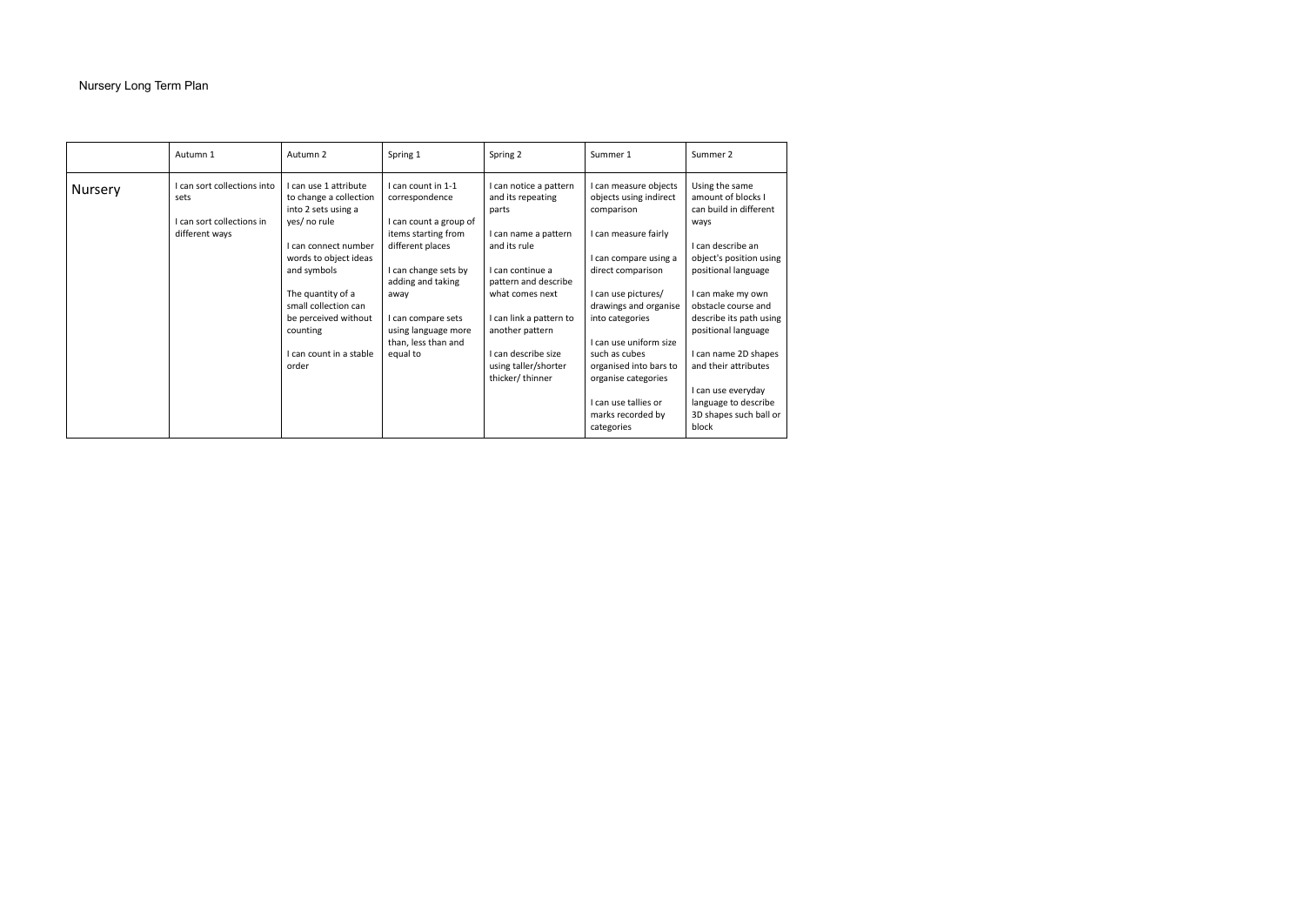Nursery Long Term Plan

| | Autumn 1 | Autumn 2 | Spring 1 | Spring 2 | Summer 1 | Summer 2 |
|---|---|---|---|---|---|---|
| Nursery | I can sort collections into sets<br><br>I can sort collections in different ways | I can use 1 attribute to change a collection into 2 sets using a yes/ no rule<br><br>I can connect number words to object ideas and symbols<br><br>The quantity of a small collection can be perceived without counting<br><br>I can count in a stable order | I can count in 1-1 correspondence<br><br>I can count a group of items starting from different places<br><br>I can change sets by adding and taking away<br><br>I can compare sets using language more than, less than and equal to | I can notice a pattern and its repeating parts<br><br>I can name a pattern and its rule<br><br>I can continue a pattern and describe what comes next<br><br>I can link a pattern to another pattern<br><br>I can describe size using taller/shorter thicker/ thinner | I can measure objects objects using indirect comparison<br><br>I can measure fairly<br><br>I can compare using a direct comparison<br><br>I can use pictures/ drawings and organise into categories<br><br>I can use uniform size such as cubes organised into bars to organise categories<br><br>I can use tallies or marks recorded by categories | Using the same amount of blocks I can build in different ways<br><br>I can describe an object's position using positional language<br><br>I can make my own obstacle course and describe its path using positional language<br><br>I can name 2D shapes and their attributes<br><br>I can use everyday language to describe 3D shapes such ball or block |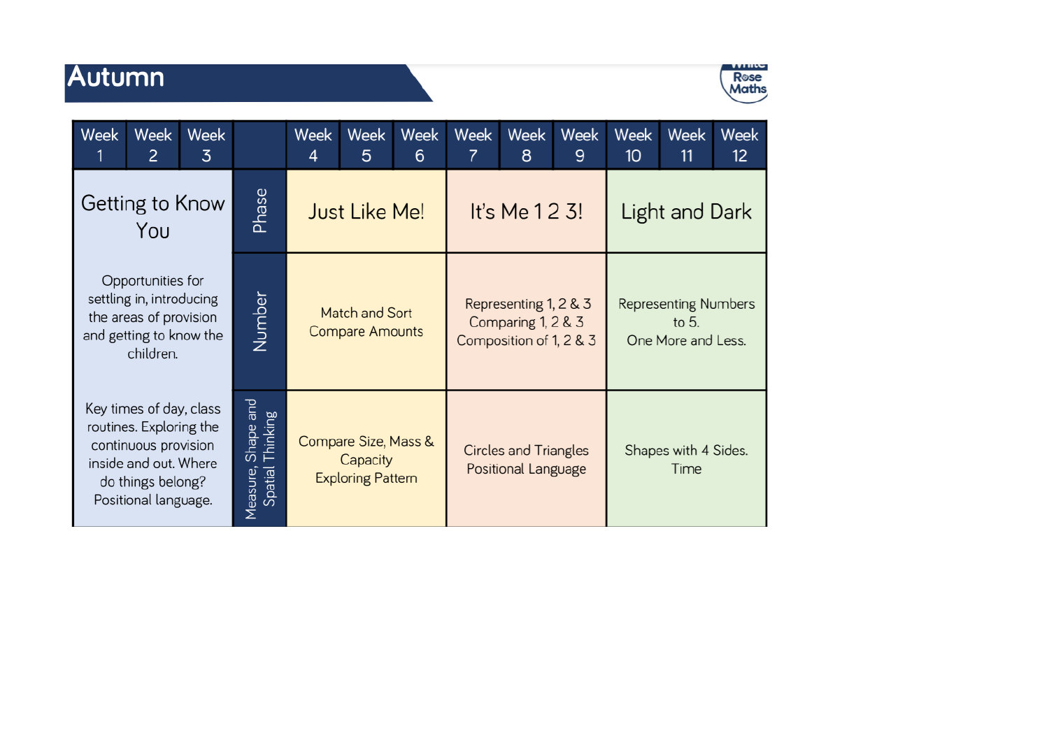# Autumn

| Week 1 | Week 2 | Week 3 | | Week 4 | Week 5 | Week 6 | Week 7 | Week 8 | Week 9 | Week 10 | Week 11 | Week 12 |
|---|---|---|---|---|---|---|---|---|---|---|---|---|
| Getting to Know You | | | Phase | Just Like Me! | | | It's Me 1 2 3! | | | Light and Dark | | |
| Opportunities for settling in, introducing the areas of provision and getting to know the children. | | | Number | Match and Sort<br>Compare Amounts | | | Representing 1, 2 & 3<br>Comparing 1, 2 & 3<br>Composition of 1, 2 & 3 | | | Representing Numbers to 5.<br>One More and Less. | | |
| Key times of day, class routines. Exploring the continuous provision inside and out. Where do things belong? Positional language. | | | Measure, Shape and Spatial Thinking | Compare Size, Mass & Capacity<br>Exploring Pattern | | | Circles and Triangles<br>Positional Language | | | Shapes with 4 Sides.<br>Time | | |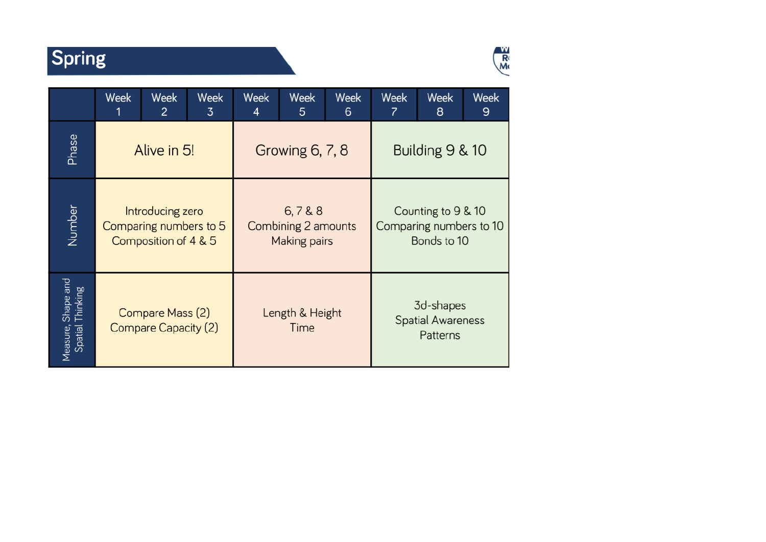# Spring

| | Week 1 | Week 2 | Week 3 | Week 4 | Week 5 | Week 6 | Week 7 | Week 8 | Week 9 |
|---|---|---|---|---|---|---|---|---|---|
| Phase | Alive in 5! | | | Growing 6, 7, 8 | | | Building 9 & 10 | | |
| Number | Introducing zero<br>Comparing numbers to 5<br>Composition of 4 & 5 | | | 6, 7 & 8<br>Combining 2 amounts<br>Making pairs | | | Counting to 9 & 10<br>Comparing numbers to 10<br>Bonds to 10 | | |
| Measure, Shape and Spatial Thinking | Compare Mass (2)<br>Compare Capacity (2) | | | Length & Height<br>Time | | | 3d-shapes<br>Spatial Awareness<br>Patterns | | |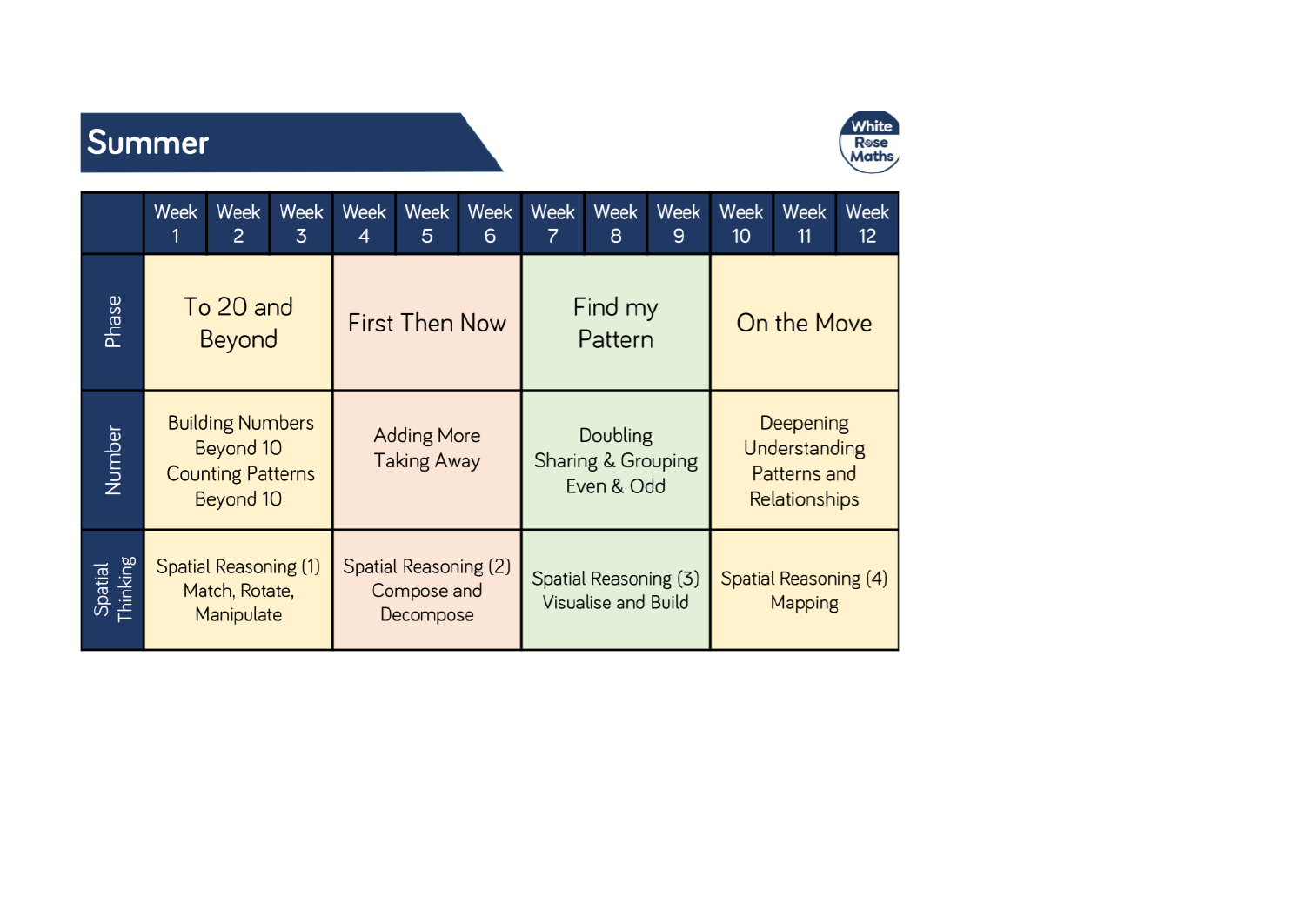# Summer

White Rose Maths

| | Week 1 | Week 2 | Week 3 | Week 4 | Week 5 | Week 6 | Week 7 | Week 8 | Week 9 | Week 10 | Week 11 | Week 12 |
|---|---|---|---|---|---|---|---|---|---|---|---|---|
| Phase | To 20 and Beyond | | | First Then Now | | | Find my Pattern | | | On the Move | | |
| Number | Building Numbers Beyond 10 Counting Patterns Beyond 10 | | | Adding More Taking Away | | | Doubling Sharing & Grouping Even & Odd | | | Deepening Understanding Patterns and Relationships | | |
| Spatial Thinking | Spatial Reasoning (1) Match, Rotate, Manipulate | | | Spatial Reasoning (2) Compose and Decompose | | | Spatial Reasoning (3) Visualise and Build | | | Spatial Reasoning (4) Mapping | | |